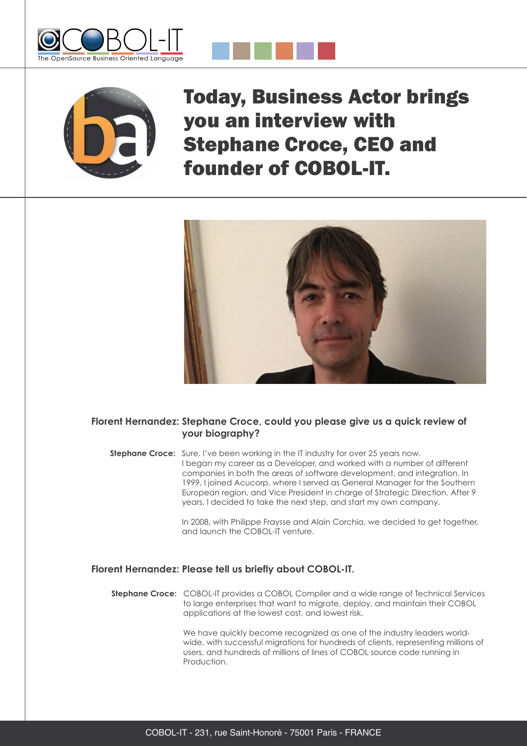# Today, Business Actor brings you an interview with Stephane Croce, CEO and founder of COBOL-IT.

**Florent Hernandez: Stephane Croce, could you please give us a quick review of your biography?**

**Stephane Croce:** Sure. I've been working in the IT industry for over 25 years now. I began my career as a Developer, and worked with a number of different companies in both the areas of software development, and integration. In 1999, I joined Acucorp, where I served as General Manager for the Southern European region, and Vice President in charge of Strategic Direction. After 9 years, I decided to take the next step, and start my own company.

In 2008, with Philippe Fraysse and Alain Corchia, we decided to get together, and launch the COBOL-IT venture.

**Florent Hernandez: Please tell us briefly about COBOL-IT.**

**Stephane Croce:** COBOL-IT provides a COBOL Compiler and a wide range of Technical Services to large enterprises that want to migrate, deploy, and maintain their COBOL applications at the lowest cost, and lowest risk.

We have quickly become recognized as one of the industry leaders world-wide, with successful migrations for hundreds of clients, representing millions of users, and hundreds of millions of lines of COBOL source code running in Production.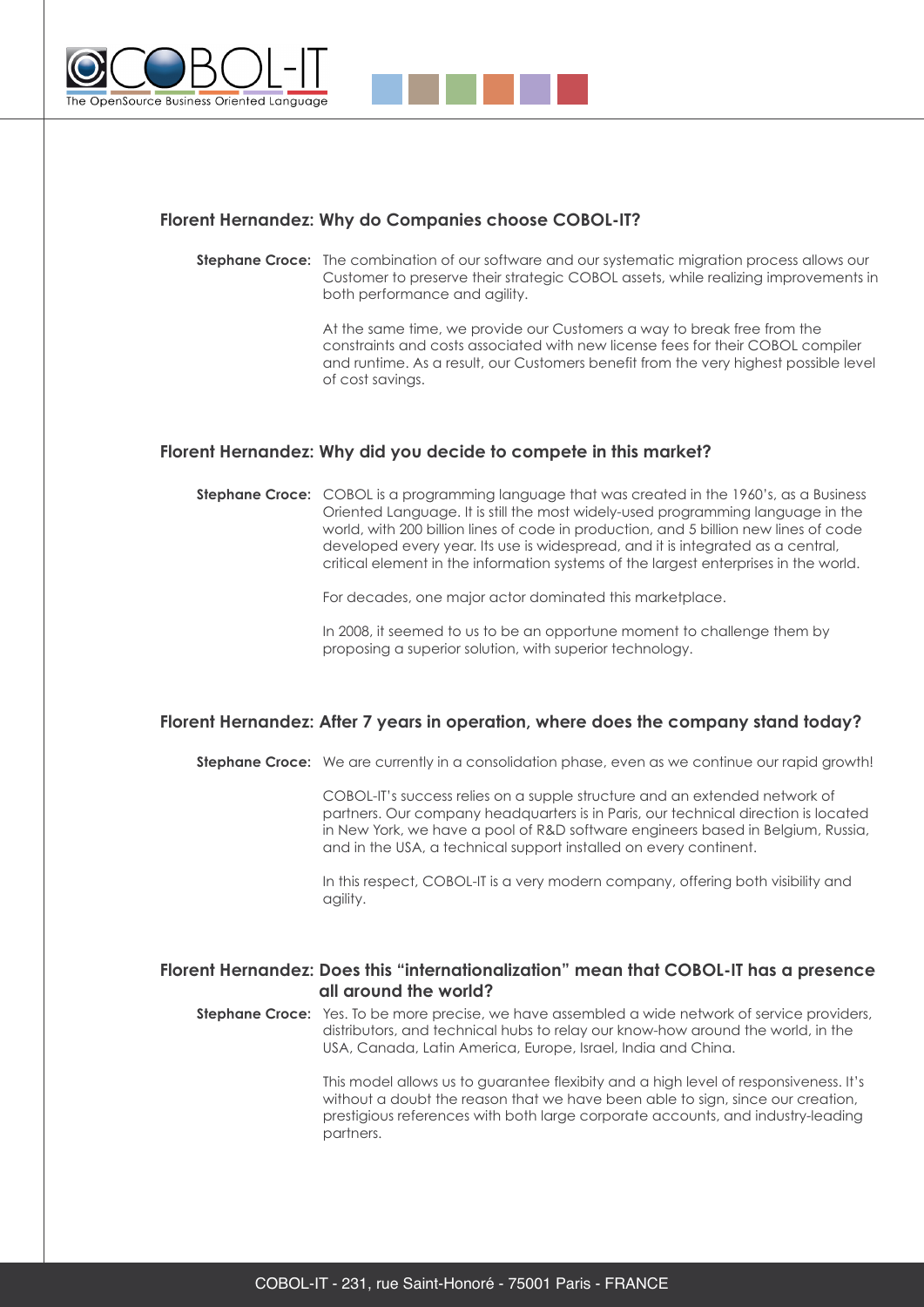### Florent Hernandez: Why do Companies choose COBOL-IT?

**Stephane Croce:** The combination of our software and our systematic migration process allows our Customer to preserve their strategic COBOL assets, while realizing improvements in both performance and agility.

At the same time, we provide our Customers a way to break free from the constraints and costs associated with new license fees for their COBOL compiler and runtime. As a result, our Customers benefit from the very highest possible level of cost savings.

### Florent Hernandez: Why did you decide to compete in this market?

**Stephane Croce:** COBOL is a programming language that was created in the 1960's, as a Business Oriented Language. It is still the most widely-used programming language in the world, with 200 billion lines of code in production, and 5 billion new lines of code developed every year. Its use is widespread, and it is integrated as a central, critical element in the information systems of the largest enterprises in the world.

For decades, one major actor dominated this marketplace.

In 2008, it seemed to us to be an opportune moment to challenge them by proposing a superior solution, with superior technology.

### Florent Hernandez: After 7 years in operation, where does the company stand today?

**Stephane Croce:** We are currently in a consolidation phase, even as we continue our rapid growth!

COBOL-IT's success relies on a supple structure and an extended network of partners. Our company headquarters is in Paris, our technical direction is located in New York, we have a pool of R&D software engineers based in Belgium, Russia, and in the USA, a technical support installed on every continent.

In this respect, COBOL-IT is a very modern company, offering both visibility and agility.

### Florent Hernandez: Does this "internationalization" mean that COBOL-IT has a presence all around the world?

**Stephane Croce:** Yes. To be more precise, we have assembled a wide network of service providers, distributors, and technical hubs to relay our know-how around the world, in the USA, Canada, Latin America, Europe, Israel, India and China.

This model allows us to guarantee flexibity and a high level of responsiveness. It's without a doubt the reason that we have been able to sign, since our creation, prestigious references with both large corporate accounts, and industry-leading partners.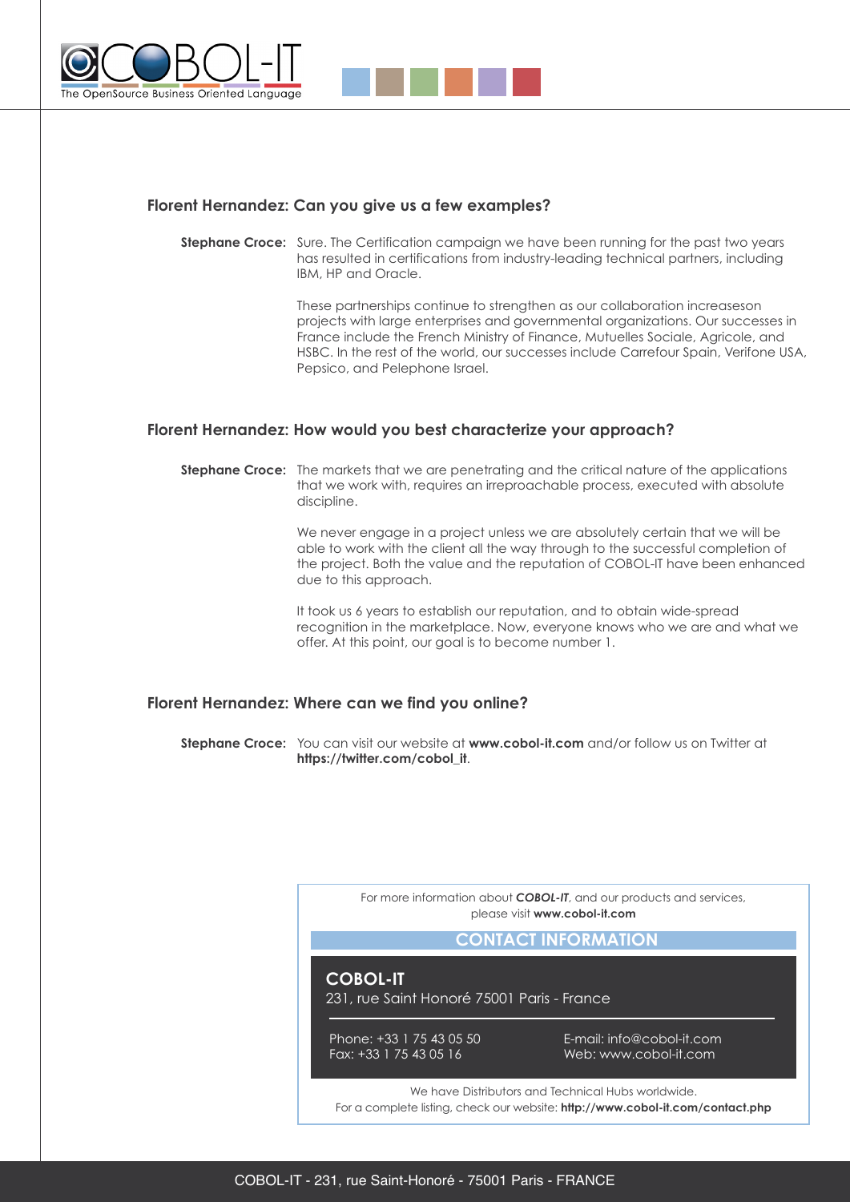**Florent Hernandez: Can you give us a few examples?**

**Stephane Croce:** Sure. The Certification campaign we have been running for the past two years has resulted in certifications from industry-leading technical partners, including IBM, HP and Oracle.

These partnerships continue to strengthen as our collaboration increaseson projects with large enterprises and governmental organizations. Our successes in France include the French Ministry of Finance, Mutuelles Sociale, Agricole, and HSBC. In the rest of the world, our successes include Carrefour Spain, Verifone USA, Pepsico, and Pelephone Israel.

**Florent Hernandez: How would you best characterize your approach?**

**Stephane Croce:** The markets that we are penetrating and the critical nature of the applications that we work with, requires an irreproachable process, executed with absolute discipline.

We never engage in a project unless we are absolutely certain that we will be able to work with the client all the way through to the successful completion of the project. Both the value and the reputation of COBOL-IT have been enhanced due to this approach.

It took us 6 years to establish our reputation, and to obtain wide-spread recognition in the marketplace. Now, everyone knows who we are and what we offer. At this point, our goal is to become number 1.

**Florent Hernandez: Where can we find you online?**

**Stephane Croce:** You can visit our website at **www.cobol-it.com** and/or follow us on Twitter at **https://twitter.com/cobol_it**.

For more information about ***COBOL-IT***, and our products and services, please visit **www.cobol-it.com**

## CONTACT INFORMATION

**COBOL-IT**
231, rue Saint Honoré 75001 Paris - France

Phone: +33 1 75 43 05 50
Fax: +33 1 75 43 05 16

E-mail: info@cobol-it.com
Web: www.cobol-it.com

We have Distributors and Technical Hubs worldwide.
For a complete listing, check our website: **http://www.cobol-it.com/contact.php**